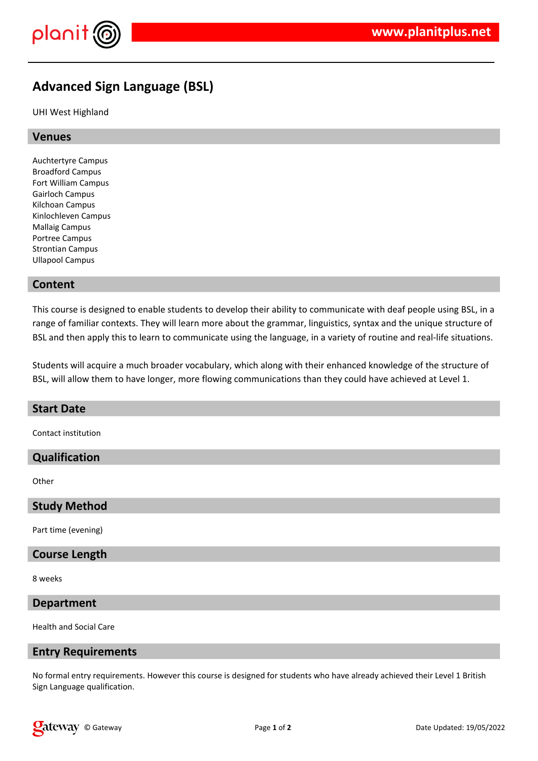# Advanced Sign Language (BSL)

UHI West Highland

## Venues

Auchtertyre Campus
Broadford Campus
Fort William Campus
Gairloch Campus
Kilchoan Campus
Kinlochleven Campus
Mallaig Campus
Portree Campus
Strontian Campus
Ullapool Campus

## Content

This course is designed to enable students to develop their ability to communicate with deaf people using BSL, in a range of familiar contexts. They will learn more about the grammar, linguistics, syntax and the unique structure of BSL and then apply this to learn to communicate using the language, in a variety of routine and real-life situations.

Students will acquire a much broader vocabulary, which along with their enhanced knowledge of the structure of BSL, will allow them to have longer, more flowing communications than they could have achieved at Level 1.

## Start Date

Contact institution

## Qualification

Other

## Study Method

Part time (evening)

## Course Length

8 weeks

## Department

Health and Social Care

## Entry Requirements

No formal entry requirements. However this course is designed for students who have already achieved their Level 1 British Sign Language qualification.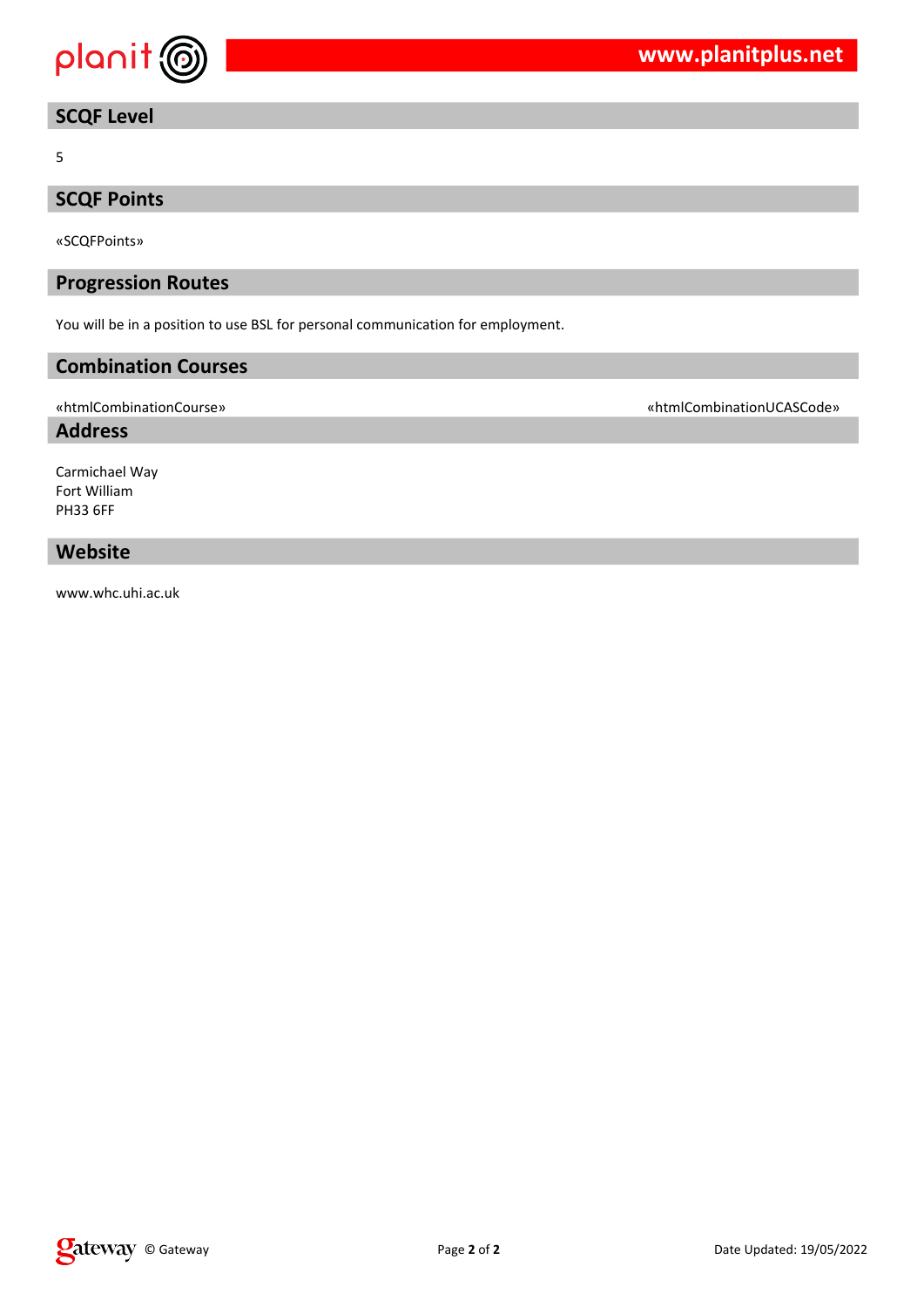## SCQF Level

5

## SCQF Points

«SCQFPoints»

## Progression Routes

You will be in a position to use BSL for personal communication for employment.

## Combination Courses

«htmlCombinationCourse» «htmlCombinationUCASCode»

## Address

Carmichael Way
Fort William
PH33 6FF

## Website

www.whc.uhi.ac.uk